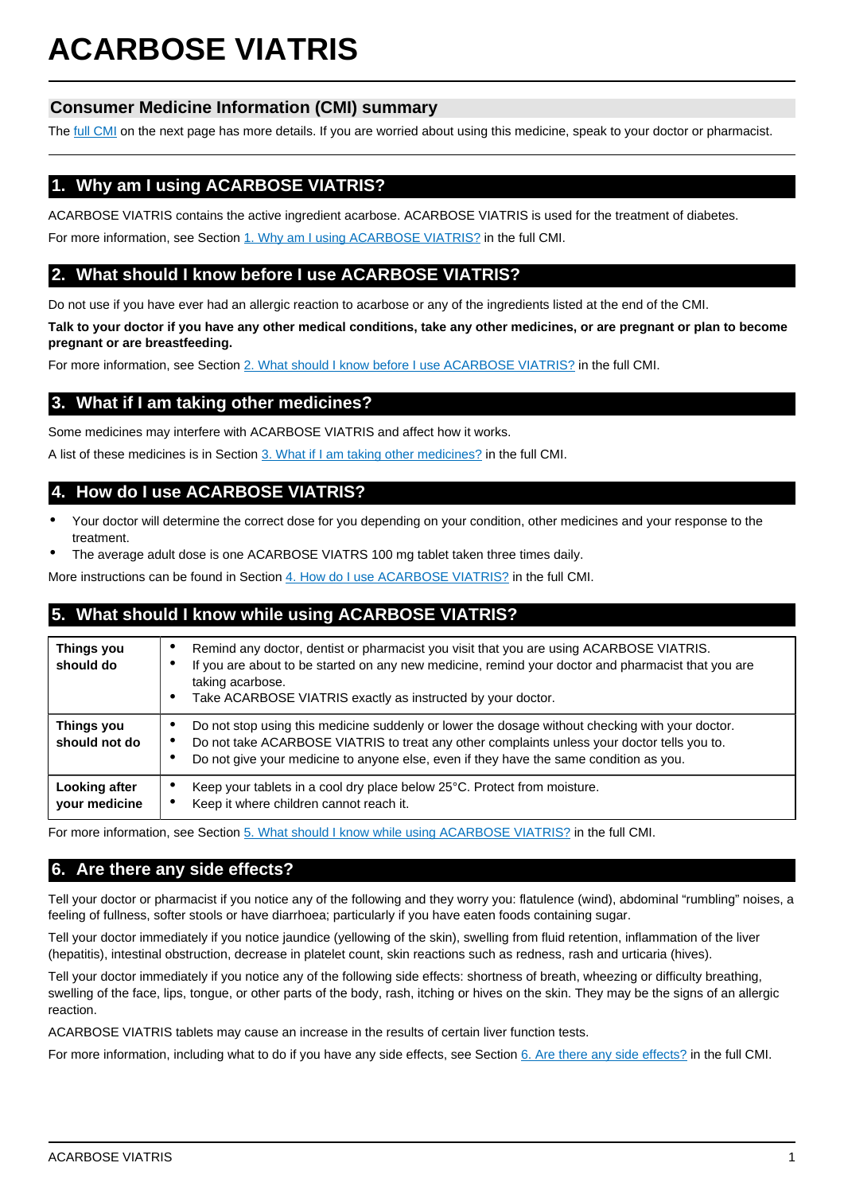# ACARBOSE VIATRIS

## Consumer Medicine Information (CMI) summary

The full CMI on the next page has more details. If you are worried about using this medicine, speak to your doctor or pharmacist.

## 1. Why am I using ACARBOSE VIATRIS?

ACARBOSE VIATRIS contains the active ingredient acarbose. ACARBOSE VIATRIS is used for the treatment of diabetes.

For more information, see Section 1. Why am I using ACARBOSE VIATRIS? in the full CMI.

## 2. What should I know before I use ACARBOSE VIATRIS?

Do not use if you have ever had an allergic reaction to acarbose or any of the ingredients listed at the end of the CMI.

**Talk to your doctor if you have any other medical conditions, take any other medicines, or are pregnant or plan to become pregnant or are breastfeeding.**

For more information, see Section 2. What should I know before I use ACARBOSE VIATRIS? in the full CMI.

## 3. What if I am taking other medicines?

Some medicines may interfere with ACARBOSE VIATRIS and affect how it works.

A list of these medicines is in Section 3. What if I am taking other medicines? in the full CMI.

## 4. How do I use ACARBOSE VIATRIS?

- Your doctor will determine the correct dose for you depending on your condition, other medicines and your response to the treatment.
- The average adult dose is one ACARBOSE VIATRS 100 mg tablet taken three times daily.

More instructions can be found in Section 4. How do I use ACARBOSE VIATRIS? in the full CMI.

## 5. What should I know while using ACARBOSE VIATRIS?

| | |
|---|---|
| **Things you should do** | • Remind any doctor, dentist or pharmacist you visit that you are using ACARBOSE VIATRIS.<br>• If you are about to be started on any new medicine, remind your doctor and pharmacist that you are taking acarbose.<br>• Take ACARBOSE VIATRIS exactly as instructed by your doctor. |
| **Things you should not do** | • Do not stop using this medicine suddenly or lower the dosage without checking with your doctor.<br>• Do not take ACARBOSE VIATRIS to treat any other complaints unless your doctor tells you to.<br>• Do not give your medicine to anyone else, even if they have the same condition as you. |
| **Looking after your medicine** | • Keep your tablets in a cool dry place below 25°C. Protect from moisture.<br>• Keep it where children cannot reach it. |

For more information, see Section 5. What should I know while using ACARBOSE VIATRIS? in the full CMI.

## 6. Are there any side effects?

Tell your doctor or pharmacist if you notice any of the following and they worry you: flatulence (wind), abdominal “rumbling” noises, a feeling of fullness, softer stools or have diarrhoea; particularly if you have eaten foods containing sugar.

Tell your doctor immediately if you notice jaundice (yellowing of the skin), swelling from fluid retention, inflammation of the liver (hepatitis), intestinal obstruction, decrease in platelet count, skin reactions such as redness, rash and urticaria (hives).

Tell your doctor immediately if you notice any of the following side effects: shortness of breath, wheezing or difficulty breathing, swelling of the face, lips, tongue, or other parts of the body, rash, itching or hives on the skin. They may be the signs of an allergic reaction.

ACARBOSE VIATRIS tablets may cause an increase in the results of certain liver function tests.

For more information, including what to do if you have any side effects, see Section 6. Are there any side effects? in the full CMI.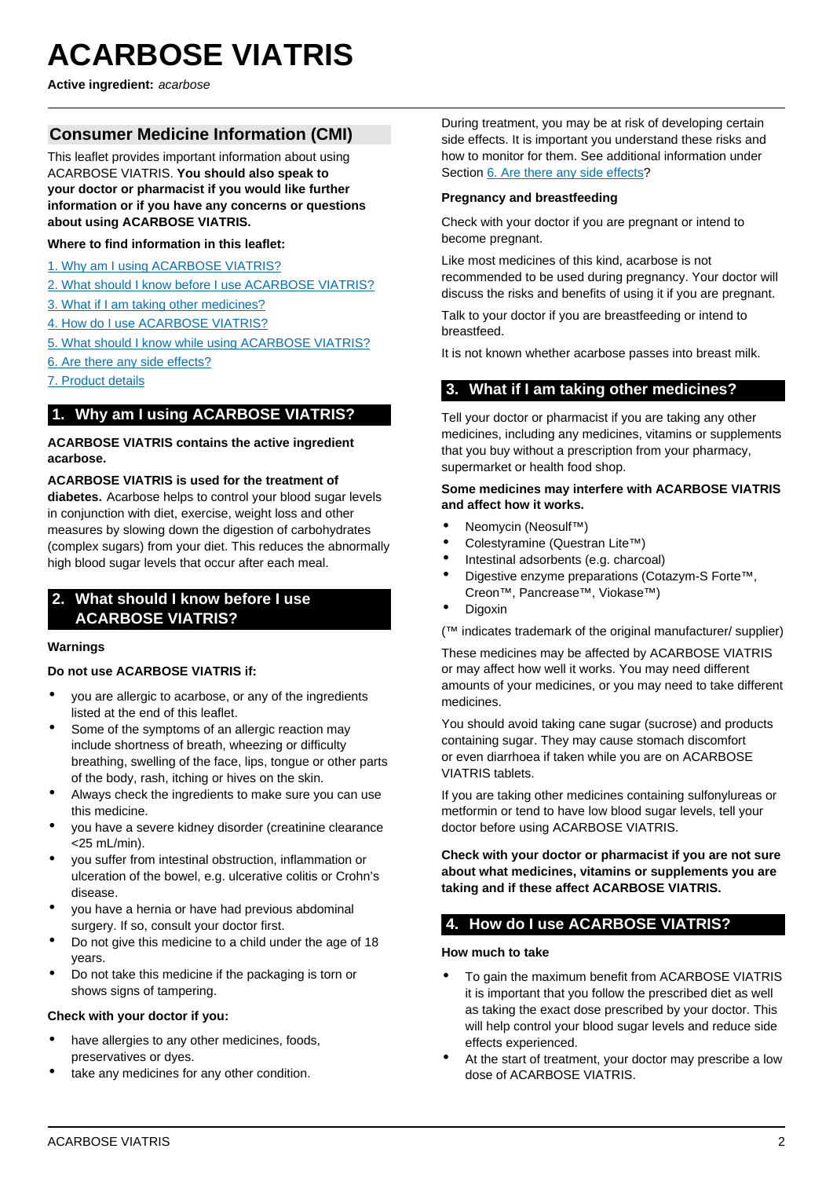# ACARBOSE VIATRIS

**Active ingredient:** *acarbose*

## Consumer Medicine Information (CMI)

This leaflet provides important information about using ACARBOSE VIATRIS. **You should also speak to your doctor or pharmacist if you would like further information or if you have any concerns or questions about using ACARBOSE VIATRIS.**

**Where to find information in this leaflet:**

1. Why am I using ACARBOSE VIATRIS?
2. What should I know before I use ACARBOSE VIATRIS?
3. What if I am taking other medicines?
4. How do I use ACARBOSE VIATRIS?
5. What should I know while using ACARBOSE VIATRIS?
6. Are there any side effects?
7. Product details

## 1. Why am I using ACARBOSE VIATRIS?

**ACARBOSE VIATRIS contains the active ingredient acarbose.**

**ACARBOSE VIATRIS is used for the treatment of diabetes.** Acarbose helps to control your blood sugar levels in conjunction with diet, exercise, weight loss and other measures by slowing down the digestion of carbohydrates (complex sugars) from your diet. This reduces the abnormally high blood sugar levels that occur after each meal.

## 2. What should I know before I use ACARBOSE VIATRIS?

### Warnings

**Do not use ACARBOSE VIATRIS if:**

- you are allergic to acarbose, or any of the ingredients listed at the end of this leaflet.
- Some of the symptoms of an allergic reaction may include shortness of breath, wheezing or difficulty breathing, swelling of the face, lips, tongue or other parts of the body, rash, itching or hives on the skin.
- Always check the ingredients to make sure you can use this medicine.
- you have a severe kidney disorder (creatinine clearance <25 mL/min).
- you suffer from intestinal obstruction, inflammation or ulceration of the bowel, e.g. ulcerative colitis or Crohn's disease.
- you have a hernia or have had previous abdominal surgery. If so, consult your doctor first.
- Do not give this medicine to a child under the age of 18 years.
- Do not take this medicine if the packaging is torn or shows signs of tampering.

**Check with your doctor if you:**

- have allergies to any other medicines, foods, preservatives or dyes.
- take any medicines for any other condition.

During treatment, you may be at risk of developing certain side effects. It is important you understand these risks and how to monitor for them. See additional information under Section 6. Are there any side effects?

### Pregnancy and breastfeeding

Check with your doctor if you are pregnant or intend to become pregnant.

Like most medicines of this kind, acarbose is not recommended to be used during pregnancy. Your doctor will discuss the risks and benefits of using it if you are pregnant.

Talk to your doctor if you are breastfeeding or intend to breastfeed.

It is not known whether acarbose passes into breast milk.

## 3. What if I am taking other medicines?

Tell your doctor or pharmacist if you are taking any other medicines, including any medicines, vitamins or supplements that you buy without a prescription from your pharmacy, supermarket or health food shop.

**Some medicines may interfere with ACARBOSE VIATRIS and affect how it works.**

- Neomycin (Neosulf™)
- Colestyramine (Questran Lite™)
- Intestinal adsorbents (e.g. charcoal)
- Digestive enzyme preparations (Cotazym-S Forte™, Creon™, Pancrease™, Viokase™)
- Digoxin

(™ indicates trademark of the original manufacturer/ supplier)

These medicines may be affected by ACARBOSE VIATRIS or may affect how well it works. You may need different amounts of your medicines, or you may need to take different medicines.

You should avoid taking cane sugar (sucrose) and products containing sugar. They may cause stomach discomfort or even diarrhoea if taken while you are on ACARBOSE VIATRIS tablets.

If you are taking other medicines containing sulfonylureas or metformin or tend to have low blood sugar levels, tell your doctor before using ACARBOSE VIATRIS.

**Check with your doctor or pharmacist if you are not sure about what medicines, vitamins or supplements you are taking and if these affect ACARBOSE VIATRIS.**

## 4. How do I use ACARBOSE VIATRIS?

### How much to take

- To gain the maximum benefit from ACARBOSE VIATRIS it is important that you follow the prescribed diet as well as taking the exact dose prescribed by your doctor. This will help control your blood sugar levels and reduce side effects experienced.
- At the start of treatment, your doctor may prescribe a low dose of ACARBOSE VIATRIS.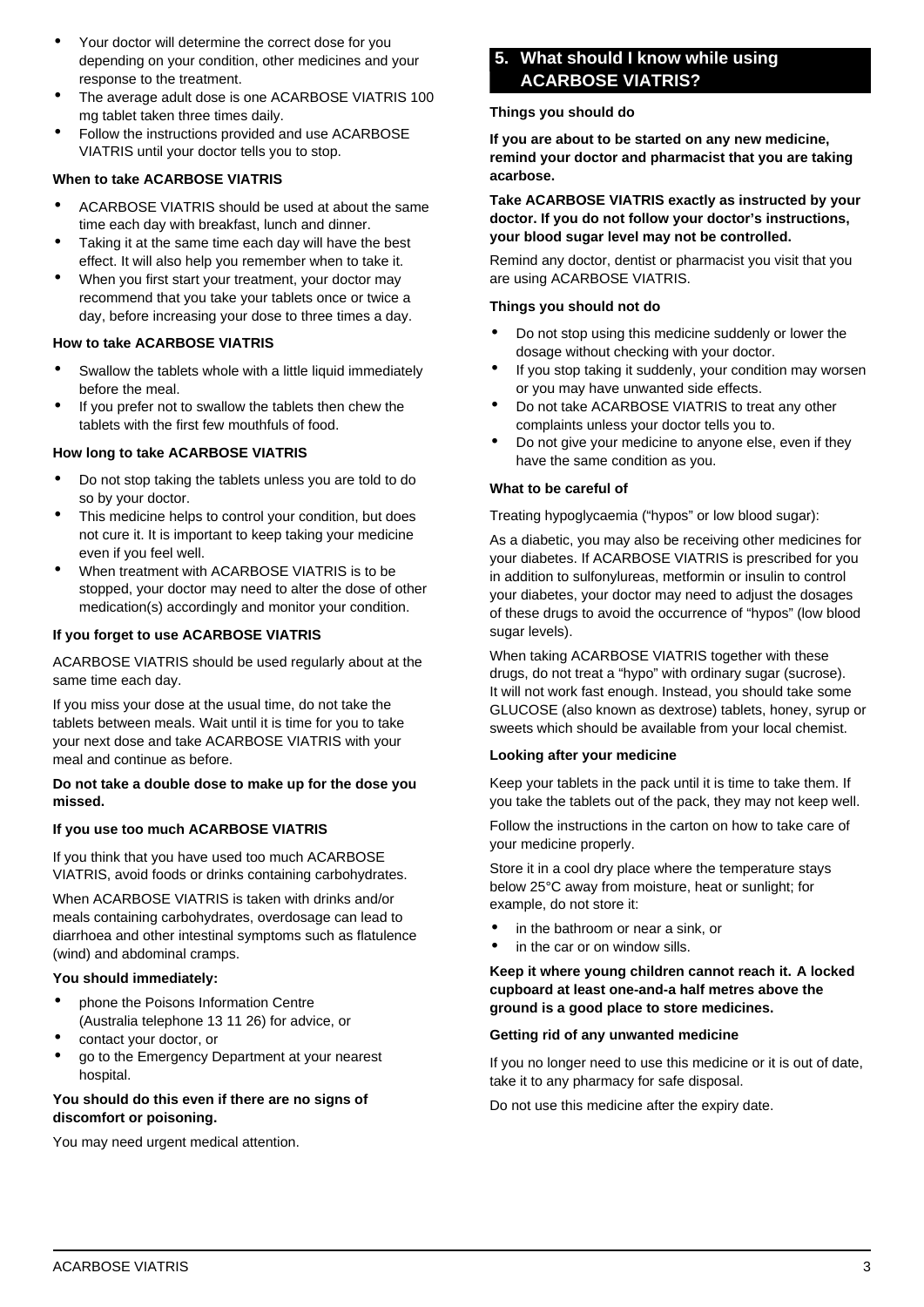- Your doctor will determine the correct dose for you depending on your condition, other medicines and your response to the treatment.
- The average adult dose is one ACARBOSE VIATRIS 100 mg tablet taken three times daily.
- Follow the instructions provided and use ACARBOSE VIATRIS until your doctor tells you to stop.

### When to take ACARBOSE VIATRIS

- ACARBOSE VIATRIS should be used at about the same time each day with breakfast, lunch and dinner.
- Taking it at the same time each day will have the best effect. It will also help you remember when to take it.
- When you first start your treatment, your doctor may recommend that you take your tablets once or twice a day, before increasing your dose to three times a day.

### How to take ACARBOSE VIATRIS

- Swallow the tablets whole with a little liquid immediately before the meal.
- If you prefer not to swallow the tablets then chew the tablets with the first few mouthfuls of food.

### How long to take ACARBOSE VIATRIS

- Do not stop taking the tablets unless you are told to do so by your doctor.
- This medicine helps to control your condition, but does not cure it. It is important to keep taking your medicine even if you feel well.
- When treatment with ACARBOSE VIATRIS is to be stopped, your doctor may need to alter the dose of other medication(s) accordingly and monitor your condition.

### If you forget to use ACARBOSE VIATRIS

ACARBOSE VIATRIS should be used regularly about at the same time each day.

If you miss your dose at the usual time, do not take the tablets between meals. Wait until it is time for you to take your next dose and take ACARBOSE VIATRIS with your meal and continue as before.

**Do not take a double dose to make up for the dose you missed.**

### If you use too much ACARBOSE VIATRIS

If you think that you have used too much ACARBOSE VIATRIS, avoid foods or drinks containing carbohydrates.

When ACARBOSE VIATRIS is taken with drinks and/or meals containing carbohydrates, overdosage can lead to diarrhoea and other intestinal symptoms such as flatulence (wind) and abdominal cramps.

**You should immediately:**

- phone the Poisons Information Centre (Australia telephone 13 11 26) for advice, or
- contact your doctor, or
- go to the Emergency Department at your nearest hospital.

**You should do this even if there are no signs of discomfort or poisoning.**

You may need urgent medical attention.

## 5. What should I know while using ACARBOSE VIATRIS?

### Things you should do

**If you are about to be started on any new medicine, remind your doctor and pharmacist that you are taking acarbose.**

**Take ACARBOSE VIATRIS exactly as instructed by your doctor. If you do not follow your doctor's instructions, your blood sugar level may not be controlled.**

Remind any doctor, dentist or pharmacist you visit that you are using ACARBOSE VIATRIS.

### Things you should not do

- Do not stop using this medicine suddenly or lower the dosage without checking with your doctor.
- If you stop taking it suddenly, your condition may worsen or you may have unwanted side effects.
- Do not take ACARBOSE VIATRIS to treat any other complaints unless your doctor tells you to.
- Do not give your medicine to anyone else, even if they have the same condition as you.

### What to be careful of

Treating hypoglycaemia ("hypos" or low blood sugar):

As a diabetic, you may also be receiving other medicines for your diabetes. If ACARBOSE VIATRIS is prescribed for you in addition to sulfonylureas, metformin or insulin to control your diabetes, your doctor may need to adjust the dosages of these drugs to avoid the occurrence of "hypos" (low blood sugar levels).

When taking ACARBOSE VIATRIS together with these drugs, do not treat a "hypo" with ordinary sugar (sucrose). It will not work fast enough. Instead, you should take some GLUCOSE (also known as dextrose) tablets, honey, syrup or sweets which should be available from your local chemist.

### Looking after your medicine

Keep your tablets in the pack until it is time to take them. If you take the tablets out of the pack, they may not keep well.

Follow the instructions in the carton on how to take care of your medicine properly.

Store it in a cool dry place where the temperature stays below 25°C away from moisture, heat or sunlight; for example, do not store it:

- in the bathroom or near a sink, or
- in the car or on window sills.

**Keep it where young children cannot reach it. A locked cupboard at least one-and-a half metres above the ground is a good place to store medicines.**

### Getting rid of any unwanted medicine

If you no longer need to use this medicine or it is out of date, take it to any pharmacy for safe disposal.

Do not use this medicine after the expiry date.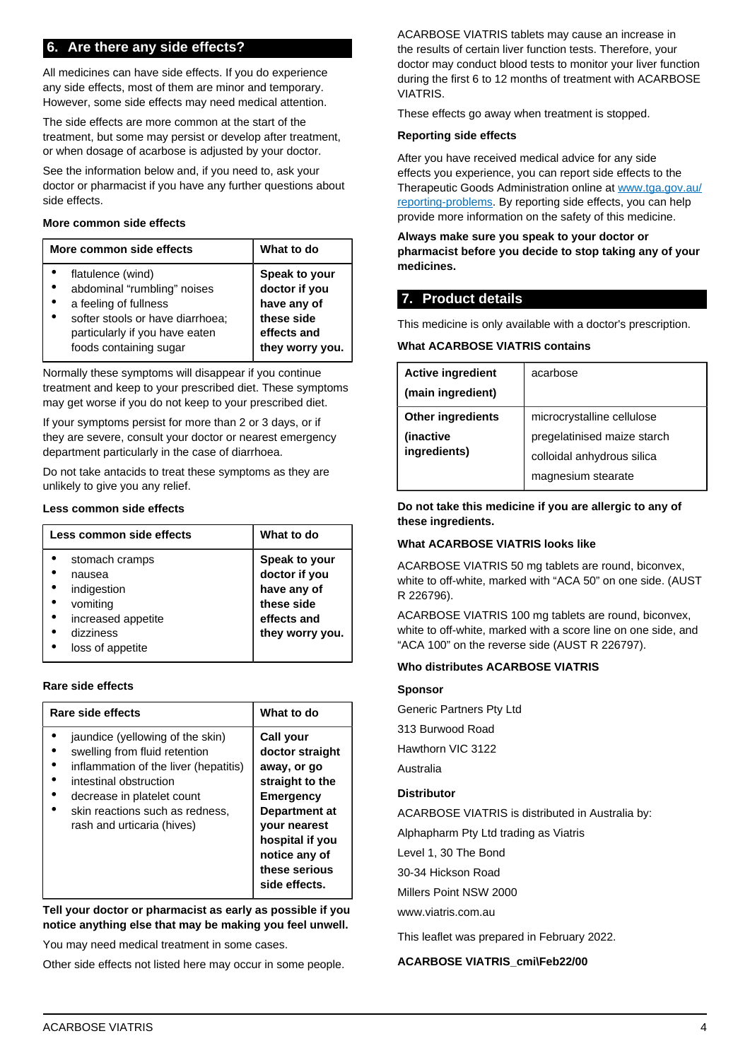## 6. Are there any side effects?

All medicines can have side effects. If you do experience any side effects, most of them are minor and temporary. However, some side effects may need medical attention.

The side effects are more common at the start of the treatment, but some may persist or develop after treatment, or when dosage of acarbose is adjusted by your doctor.

See the information below and, if you need to, ask your doctor or pharmacist if you have any further questions about side effects.

### More common side effects

| More common side effects | What to do |
|---|---|
| • flatulence (wind)<br>• abdominal "rumbling" noises<br>• a feeling of fullness<br>• softer stools or have diarrhoea; particularly if you have eaten foods containing sugar | **Speak to your doctor if you have any of these side effects and they worry you.** |

Normally these symptoms will disappear if you continue treatment and keep to your prescribed diet. These symptoms may get worse if you do not keep to your prescribed diet.

If your symptoms persist for more than 2 or 3 days, or if they are severe, consult your doctor or nearest emergency department particularly in the case of diarrhoea.

Do not take antacids to treat these symptoms as they are unlikely to give you any relief.

### Less common side effects

| Less common side effects | What to do |
|---|---|
| • stomach cramps<br>• nausea<br>• indigestion<br>• vomiting<br>• increased appetite<br>• dizziness<br>• loss of appetite | **Speak to your doctor if you have any of these side effects and they worry you.** |

### Rare side effects

| Rare side effects | What to do |
|---|---|
| • jaundice (yellowing of the skin)<br>• swelling from fluid retention<br>• inflammation of the liver (hepatitis)<br>• intestinal obstruction<br>• decrease in platelet count<br>• skin reactions such as redness, rash and urticaria (hives) | **Call your doctor straight away, or go straight to the Emergency Department at your nearest hospital if you notice any of these serious side effects.** |

**Tell your doctor or pharmacist as early as possible if you notice anything else that may be making you feel unwell.**

You may need medical treatment in some cases.

Other side effects not listed here may occur in some people.

ACARBOSE VIATRIS tablets may cause an increase in the results of certain liver function tests. Therefore, your doctor may conduct blood tests to monitor your liver function during the first 6 to 12 months of treatment with ACARBOSE VIATRIS.

These effects go away when treatment is stopped.

### Reporting side effects

After you have received medical advice for any side effects you experience, you can report side effects to the Therapeutic Goods Administration online at www.tga.gov.au/reporting-problems. By reporting side effects, you can help provide more information on the safety of this medicine.

**Always make sure you speak to your doctor or pharmacist before you decide to stop taking any of your medicines.**

## 7. Product details

This medicine is only available with a doctor's prescription.

### What ACARBOSE VIATRIS contains

| | |
|---|---|
| **Active ingredient (main ingredient)** | acarbose |
| **Other ingredients (inactive ingredients)** | microcrystalline cellulose<br>pregelatinised maize starch<br>colloidal anhydrous silica<br>magnesium stearate |

**Do not take this medicine if you are allergic to any of these ingredients.**

### What ACARBOSE VIATRIS looks like

ACARBOSE VIATRIS 50 mg tablets are round, biconvex, white to off-white, marked with "ACA 50" on one side. (AUST R 226796).

ACARBOSE VIATRIS 100 mg tablets are round, biconvex, white to off-white, marked with a score line on one side, and "ACA 100" on the reverse side (AUST R 226797).

### Who distributes ACARBOSE VIATRIS

**Sponsor**

Generic Partners Pty Ltd

313 Burwood Road

Hawthorn VIC 3122

Australia

**Distributor**

ACARBOSE VIATRIS is distributed in Australia by:

Alphapharm Pty Ltd trading as Viatris

Level 1, 30 The Bond

30-34 Hickson Road

Millers Point NSW 2000

www.viatris.com.au

This leaflet was prepared in February 2022.

**ACARBOSE VIATRIS_cmi\Feb22/00**